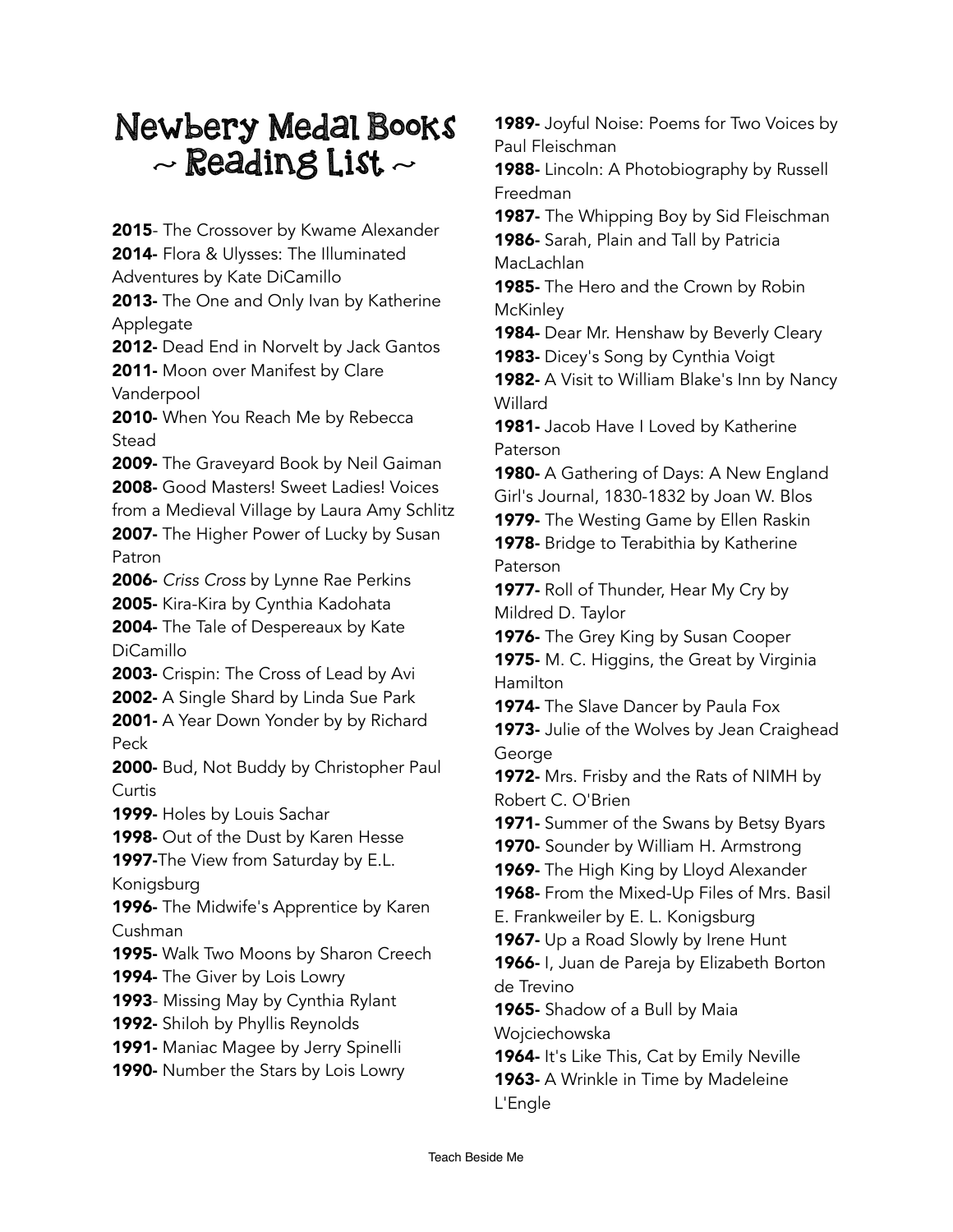# Newbery Medal Books ~ Reading List ~

**2015**- The Crossover by Kwame Alexander
**2014-** Flora & Ulysses: The Illuminated Adventures by Kate DiCamillo
**2013-** The One and Only Ivan by Katherine Applegate
**2012-** Dead End in Norvelt by Jack Gantos
**2011-** Moon over Manifest by Clare Vanderpool
**2010-** When You Reach Me by Rebecca Stead
**2009-** The Graveyard Book by Neil Gaiman
**2008-** Good Masters! Sweet Ladies! Voices from a Medieval Village by Laura Amy Schlitz
**2007-** The Higher Power of Lucky by Susan Patron
**2006-** *Criss Cross* by Lynne Rae Perkins
**2005-** Kira-Kira by Cynthia Kadohata
**2004-** The Tale of Despereaux by Kate DiCamillo
**2003-** Crispin: The Cross of Lead by Avi
**2002-** A Single Shard by Linda Sue Park
**2001-** A Year Down Yonder by by Richard Peck
**2000-** Bud, Not Buddy by Christopher Paul Curtis
**1999-** Holes by Louis Sachar
**1998-** Out of the Dust by Karen Hesse
**1997-**The View from Saturday by E.L. Konigsburg
**1996-** The Midwife's Apprentice by Karen Cushman
**1995-** Walk Two Moons by Sharon Creech
**1994-** The Giver by Lois Lowry
**1993**- Missing May by Cynthia Rylant
**1992-** Shiloh by Phyllis Reynolds
**1991-** Maniac Magee by Jerry Spinelli
**1990-** Number the Stars by Lois Lowry
**1989-** Joyful Noise: Poems for Two Voices by Paul Fleischman
**1988-** Lincoln: A Photobiography by Russell Freedman
**1987-** The Whipping Boy by Sid Fleischman
**1986-** Sarah, Plain and Tall by Patricia MacLachlan
**1985-** The Hero and the Crown by Robin McKinley
**1984-** Dear Mr. Henshaw by Beverly Cleary
**1983-** Dicey's Song by Cynthia Voigt
**1982-** A Visit to William Blake's Inn by Nancy Willard
**1981-** Jacob Have I Loved by Katherine Paterson
**1980-** A Gathering of Days: A New England Girl's Journal, 1830-1832 by Joan W. Blos
**1979-** The Westing Game by Ellen Raskin
**1978-** Bridge to Terabithia by Katherine Paterson
**1977-** Roll of Thunder, Hear My Cry by Mildred D. Taylor
**1976-** The Grey King by Susan Cooper
**1975-** M. C. Higgins, the Great by Virginia Hamilton
**1974-** The Slave Dancer by Paula Fox
**1973-** Julie of the Wolves by Jean Craighead George
**1972-** Mrs. Frisby and the Rats of NIMH by Robert C. O'Brien
**1971-** Summer of the Swans by Betsy Byars
**1970-** Sounder by William H. Armstrong
**1969-** The High King by Lloyd Alexander
**1968-** From the Mixed-Up Files of Mrs. Basil E. Frankweiler by E. L. Konigsburg
**1967-** Up a Road Slowly by Irene Hunt
**1966-** I, Juan de Pareja by Elizabeth Borton de Trevino
**1965-** Shadow of a Bull by Maia Wojciechowska
**1964-** It's Like This, Cat by Emily Neville
**1963-** A Wrinkle in Time by Madeleine L'Engle

Teach Beside Me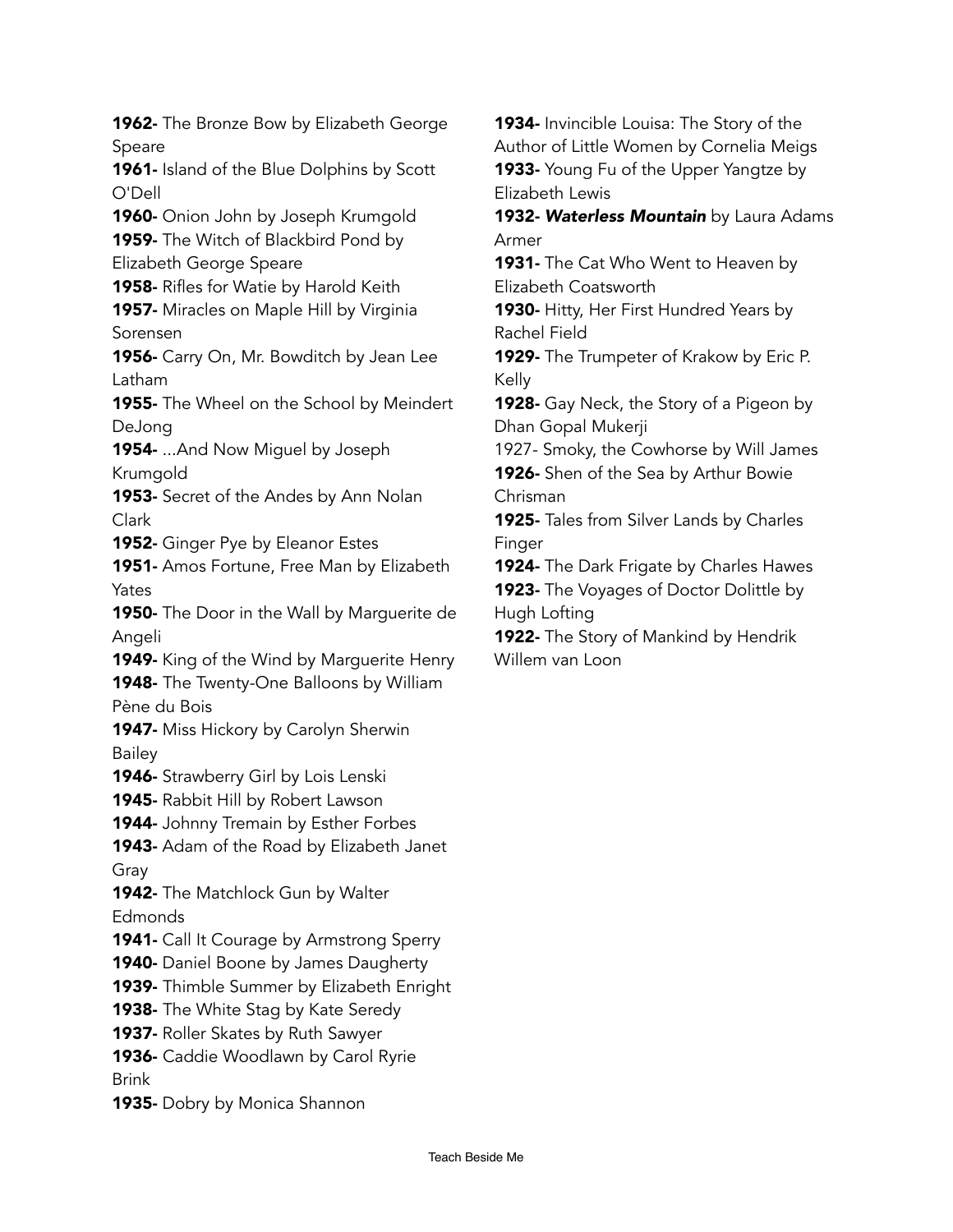**1962-** The Bronze Bow by Elizabeth George Speare
**1961-** Island of the Blue Dolphins by Scott O'Dell
**1960-** Onion John by Joseph Krumgold
**1959-** The Witch of Blackbird Pond by Elizabeth George Speare
**1958-** Rifles for Watie by Harold Keith
**1957-** Miracles on Maple Hill by Virginia Sorensen
**1956-** Carry On, Mr. Bowditch by Jean Lee Latham
**1955-** The Wheel on the School by Meindert DeJong
**1954-** ...And Now Miguel by Joseph Krumgold
**1953-** Secret of the Andes by Ann Nolan Clark
**1952-** Ginger Pye by Eleanor Estes
**1951-** Amos Fortune, Free Man by Elizabeth Yates
**1950-** The Door in the Wall by Marguerite de Angeli
**1949-** King of the Wind by Marguerite Henry
**1948-** The Twenty-One Balloons by William Pène du Bois
**1947-** Miss Hickory by Carolyn Sherwin Bailey
**1946-** Strawberry Girl by Lois Lenski
**1945-** Rabbit Hill by Robert Lawson
**1944-** Johnny Tremain by Esther Forbes
**1943-** Adam of the Road by Elizabeth Janet Gray
**1942-** The Matchlock Gun by Walter Edmonds
**1941-** Call It Courage by Armstrong Sperry
**1940-** Daniel Boone by James Daugherty
**1939-** Thimble Summer by Elizabeth Enright
**1938-** The White Stag by Kate Seredy
**1937-** Roller Skates by Ruth Sawyer
**1936-** Caddie Woodlawn by Carol Ryrie Brink
**1935-** Dobry by Monica Shannon
**1934-** Invincible Louisa: The Story of the Author of Little Women by Cornelia Meigs
**1933-** Young Fu of the Upper Yangtze by Elizabeth Lewis
**1932-** ***Waterless Mountain*** by Laura Adams Armer
**1931-** The Cat Who Went to Heaven by Elizabeth Coatsworth
**1930-** Hitty, Her First Hundred Years by Rachel Field
**1929-** The Trumpeter of Krakow by Eric P. Kelly
**1928-** Gay Neck, the Story of a Pigeon by Dhan Gopal Mukerji
1927- Smoky, the Cowhorse by Will James
**1926-** Shen of the Sea by Arthur Bowie Chrisman
**1925-** Tales from Silver Lands by Charles Finger
**1924-** The Dark Frigate by Charles Hawes
**1923-** The Voyages of Doctor Dolittle by Hugh Lofting
**1922-** The Story of Mankind by Hendrik Willem van Loon